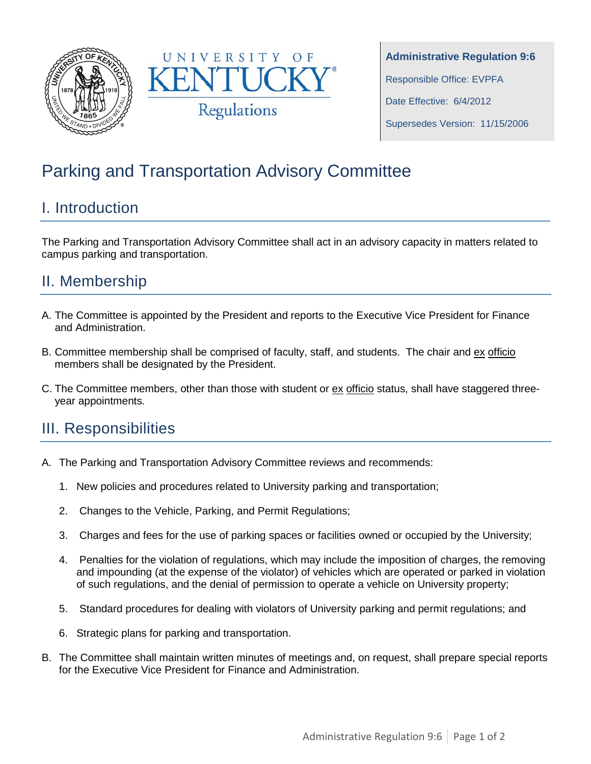UNIVERSITY OF KENTUCKY

Regulations

**Administrative Regulation 9:6**

Responsible Office: EVPFA

Date Effective: 6/4/2012

Supersedes Version: 11/15/2006

# Parking and Transportation Advisory Committee

## I. Introduction

The Parking and Transportation Advisory Committee shall act in an advisory capacity in matters related to campus parking and transportation.

## II. Membership

A. The Committee is appointed by the President and reports to the Executive Vice President for Finance and Administration.

B. Committee membership shall be comprised of faculty, staff, and students. The chair and ex officio members shall be designated by the President.

C. The Committee members, other than those with student or ex officio status, shall have staggered three-year appointments.

## III. Responsibilities

A. The Parking and Transportation Advisory Committee reviews and recommends:

1. New policies and procedures related to University parking and transportation;
2. Changes to the Vehicle, Parking, and Permit Regulations;
3. Charges and fees for the use of parking spaces or facilities owned or occupied by the University;
4. Penalties for the violation of regulations, which may include the imposition of charges, the removing and impounding (at the expense of the violator) of vehicles which are operated or parked in violation of such regulations, and the denial of permission to operate a vehicle on University property;
5. Standard procedures for dealing with violators of University parking and permit regulations; and
6. Strategic plans for parking and transportation.

B. The Committee shall maintain written minutes of meetings and, on request, shall prepare special reports for the Executive Vice President for Finance and Administration.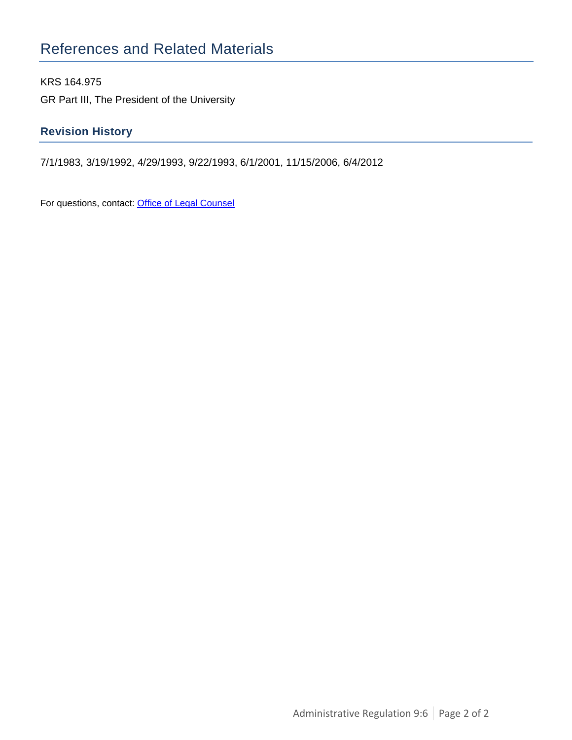# References and Related Materials

KRS 164.975

GR Part III, The President of the University

## Revision History

7/1/1983, 3/19/1992, 4/29/1993, 9/22/1993, 6/1/2001, 11/15/2006, 6/4/2012

For questions, contact: Office of Legal Counsel